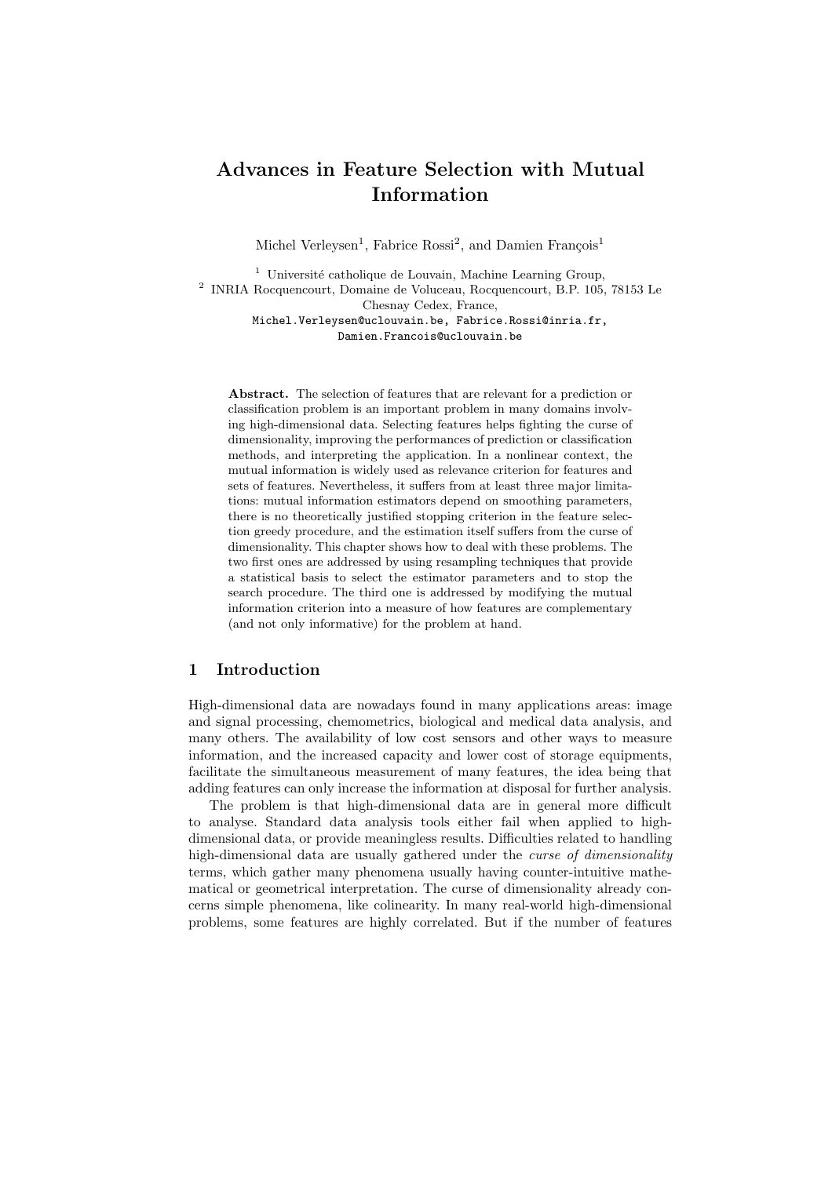# Advances in Feature Selection with Mutual Information

Michel Verleysen[1], Fabrice Rossi[2], and Damien François[1]

[1] Université catholique de Louvain, Machine Learning Group,
[2] INRIA Rocquencourt, Domaine de Voluceau, Rocquencourt, B.P. 105, 78153 Le Chesnay Cedex, France,
Michel.Verleysen@uclouvain.be, Fabrice.Rossi@inria.fr, Damien.Francois@uclouvain.be

**Abstract.** The selection of features that are relevant for a prediction or classification problem is an important problem in many domains involving high-dimensional data. Selecting features helps fighting the curse of dimensionality, improving the performances of prediction or classification methods, and interpreting the application. In a nonlinear context, the mutual information is widely used as relevance criterion for features and sets of features. Nevertheless, it suffers from at least three major limitations: mutual information estimators depend on smoothing parameters, there is no theoretically justified stopping criterion in the feature selection greedy procedure, and the estimation itself suffers from the curse of dimensionality. This chapter shows how to deal with these problems. The two first ones are addressed by using resampling techniques that provide a statistical basis to select the estimator parameters and to stop the search procedure. The third one is addressed by modifying the mutual information criterion into a measure of how features are complementary (and not only informative) for the problem at hand.

## 1 Introduction

High-dimensional data are nowadays found in many applications areas: image and signal processing, chemometrics, biological and medical data analysis, and many others. The availability of low cost sensors and other ways to measure information, and the increased capacity and lower cost of storage equipments, facilitate the simultaneous measurement of many features, the idea being that adding features can only increase the information at disposal for further analysis.

The problem is that high-dimensional data are in general more difficult to analyse. Standard data analysis tools either fail when applied to high-dimensional data, or provide meaningless results. Difficulties related to handling high-dimensional data are usually gathered under the *curse of dimensionality* terms, which gather many phenomena usually having counter-intuitive mathematical or geometrical interpretation. The curse of dimensionality already concerns simple phenomena, like colinearity. In many real-world high-dimensional problems, some features are highly correlated. But if the number of features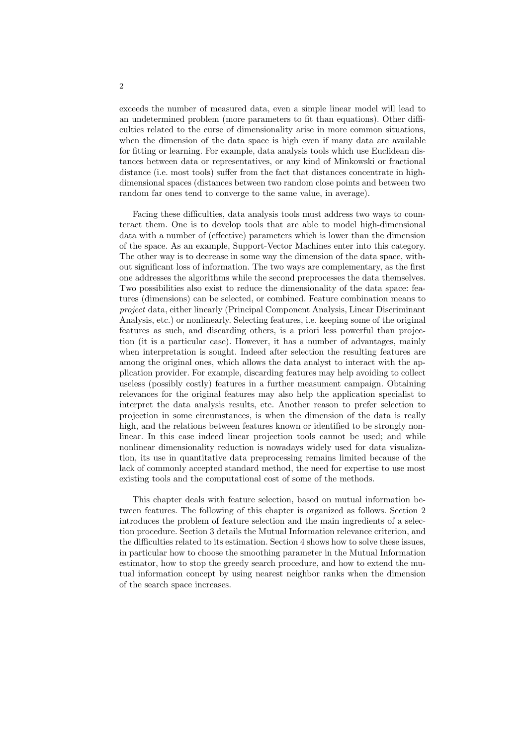exceeds the number of measured data, even a simple linear model will lead to an undetermined problem (more parameters to fit than equations). Other difficulties related to the curse of dimensionality arise in more common situations, when the dimension of the data space is high even if many data are available for fitting or learning. For example, data analysis tools which use Euclidean distances between data or representatives, or any kind of Minkowski or fractional distance (i.e. most tools) suffer from the fact that distances concentrate in high-dimensional spaces (distances between two random close points and between two random far ones tend to converge to the same value, in average).

Facing these difficulties, data analysis tools must address two ways to counteract them. One is to develop tools that are able to model high-dimensional data with a number of (effective) parameters which is lower than the dimension of the space. As an example, Support-Vector Machines enter into this category. The other way is to decrease in some way the dimension of the data space, without significant loss of information. The two ways are complementary, as the first one addresses the algorithms while the second preprocesses the data themselves. Two possibilities also exist to reduce the dimensionality of the data space: features (dimensions) can be selected, or combined. Feature combination means to *project* data, either linearly (Principal Component Analysis, Linear Discriminant Analysis, etc.) or nonlinearly. Selecting features, i.e. keeping some of the original features as such, and discarding others, is a priori less powerful than projection (it is a particular case). However, it has a number of advantages, mainly when interpretation is sought. Indeed after selection the resulting features are among the original ones, which allows the data analyst to interact with the application provider. For example, discarding features may help avoiding to collect useless (possibly costly) features in a further measument campaign. Obtaining relevances for the original features may also help the application specialist to interpret the data analysis results, etc. Another reason to prefer selection to projection in some circumstances, is when the dimension of the data is really high, and the relations between features known or identified to be strongly nonlinear. In this case indeed linear projection tools cannot be used; and while nonlinear dimensionality reduction is nowadays widely used for data visualization, its use in quantitative data preprocessing remains limited because of the lack of commonly accepted standard method, the need for expertise to use most existing tools and the computational cost of some of the methods.

This chapter deals with feature selection, based on mutual information between features. The following of this chapter is organized as follows. Section 2 introduces the problem of feature selection and the main ingredients of a selection procedure. Section 3 details the Mutual Information relevance criterion, and the difficulties related to its estimation. Section 4 shows how to solve these issues, in particular how to choose the smoothing parameter in the Mutual Information estimator, how to stop the greedy search procedure, and how to extend the mutual information concept by using nearest neighbor ranks when the dimension of the search space increases.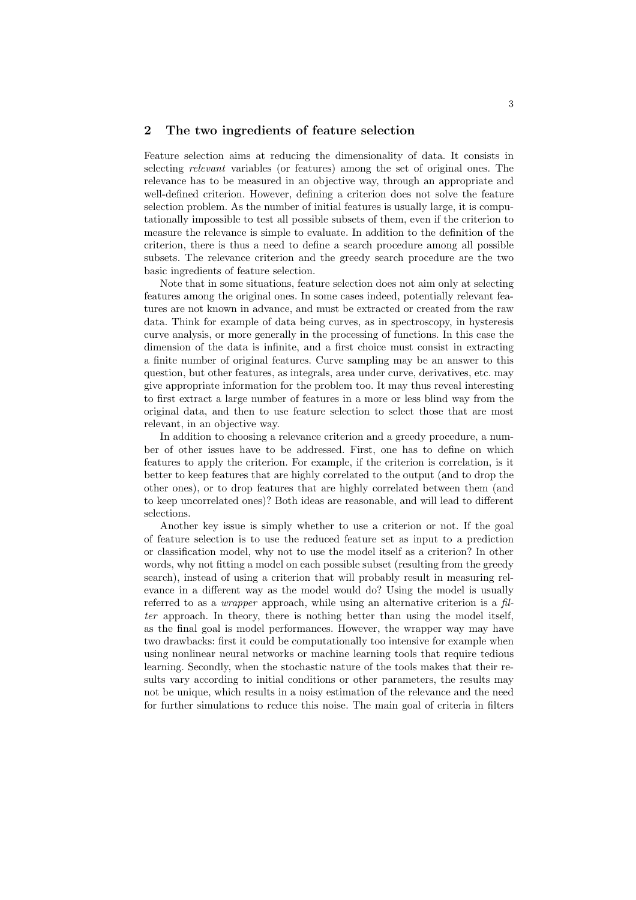## 2 The two ingredients of feature selection

Feature selection aims at reducing the dimensionality of data. It consists in selecting *relevant* variables (or features) among the set of original ones. The relevance has to be measured in an objective way, through an appropriate and well-defined criterion. However, defining a criterion does not solve the feature selection problem. As the number of initial features is usually large, it is computationally impossible to test all possible subsets of them, even if the criterion to measure the relevance is simple to evaluate. In addition to the definition of the criterion, there is thus a need to define a search procedure among all possible subsets. The relevance criterion and the greedy search procedure are the two basic ingredients of feature selection.

Note that in some situations, feature selection does not aim only at selecting features among the original ones. In some cases indeed, potentially relevant features are not known in advance, and must be extracted or created from the raw data. Think for example of data being curves, as in spectroscopy, in hysteresis curve analysis, or more generally in the processing of functions. In this case the dimension of the data is infinite, and a first choice must consist in extracting a finite number of original features. Curve sampling may be an answer to this question, but other features, as integrals, area under curve, derivatives, etc. may give appropriate information for the problem too. It may thus reveal interesting to first extract a large number of features in a more or less blind way from the original data, and then to use feature selection to select those that are most relevant, in an objective way.

In addition to choosing a relevance criterion and a greedy procedure, a number of other issues have to be addressed. First, one has to define on which features to apply the criterion. For example, if the criterion is correlation, is it better to keep features that are highly correlated to the output (and to drop the other ones), or to drop features that are highly correlated between them (and to keep uncorrelated ones)? Both ideas are reasonable, and will lead to different selections.

Another key issue is simply whether to use a criterion or not. If the goal of feature selection is to use the reduced feature set as input to a prediction or classification model, why not to use the model itself as a criterion? In other words, why not fitting a model on each possible subset (resulting from the greedy search), instead of using a criterion that will probably result in measuring relevance in a different way as the model would do? Using the model is usually referred to as a *wrapper* approach, while using an alternative criterion is a *filter* approach. In theory, there is nothing better than using the model itself, as the final goal is model performances. However, the wrapper way may have two drawbacks: first it could be computationally too intensive for example when using nonlinear neural networks or machine learning tools that require tedious learning. Secondly, when the stochastic nature of the tools makes that their results vary according to initial conditions or other parameters, the results may not be unique, which results in a noisy estimation of the relevance and the need for further simulations to reduce this noise. The main goal of criteria in filters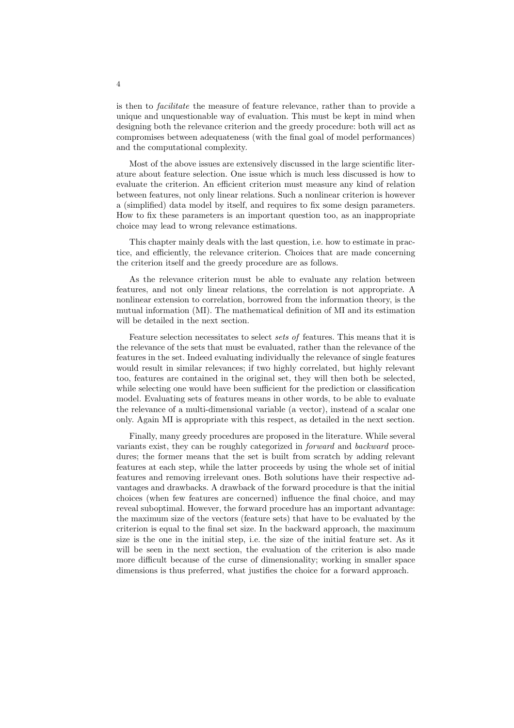is then to *facilitate* the measure of feature relevance, rather than to provide a unique and unquestionable way of evaluation. This must be kept in mind when designing both the relevance criterion and the greedy procedure: both will act as compromises between adequateness (with the final goal of model performances) and the computational complexity.

Most of the above issues are extensively discussed in the large scientific literature about feature selection. One issue which is much less discussed is how to evaluate the criterion. An efficient criterion must measure any kind of relation between features, not only linear relations. Such a nonlinear criterion is however a (simplified) data model by itself, and requires to fix some design parameters. How to fix these parameters is an important question too, as an inappropriate choice may lead to wrong relevance estimations.

This chapter mainly deals with the last question, i.e. how to estimate in practice, and efficiently, the relevance criterion. Choices that are made concerning the criterion itself and the greedy procedure are as follows.

As the relevance criterion must be able to evaluate any relation between features, and not only linear relations, the correlation is not appropriate. A nonlinear extension to correlation, borrowed from the information theory, is the mutual information (MI). The mathematical definition of MI and its estimation will be detailed in the next section.

Feature selection necessitates to select *sets of* features. This means that it is the relevance of the sets that must be evaluated, rather than the relevance of the features in the set. Indeed evaluating individually the relevance of single features would result in similar relevances; if two highly correlated, but highly relevant too, features are contained in the original set, they will then both be selected, while selecting one would have been sufficient for the prediction or classification model. Evaluating sets of features means in other words, to be able to evaluate the relevance of a multi-dimensional variable (a vector), instead of a scalar one only. Again MI is appropriate with this respect, as detailed in the next section.

Finally, many greedy procedures are proposed in the literature. While several variants exist, they can be roughly categorized in *forward* and *backward* procedures; the former means that the set is built from scratch by adding relevant features at each step, while the latter proceeds by using the whole set of initial features and removing irrelevant ones. Both solutions have their respective advantages and drawbacks. A drawback of the forward procedure is that the initial choices (when few features are concerned) influence the final choice, and may reveal suboptimal. However, the forward procedure has an important advantage: the maximum size of the vectors (feature sets) that have to be evaluated by the criterion is equal to the final set size. In the backward approach, the maximum size is the one in the initial step, i.e. the size of the initial feature set. As it will be seen in the next section, the evaluation of the criterion is also made more difficult because of the curse of dimensionality; working in smaller space dimensions is thus preferred, what justifies the choice for a forward approach.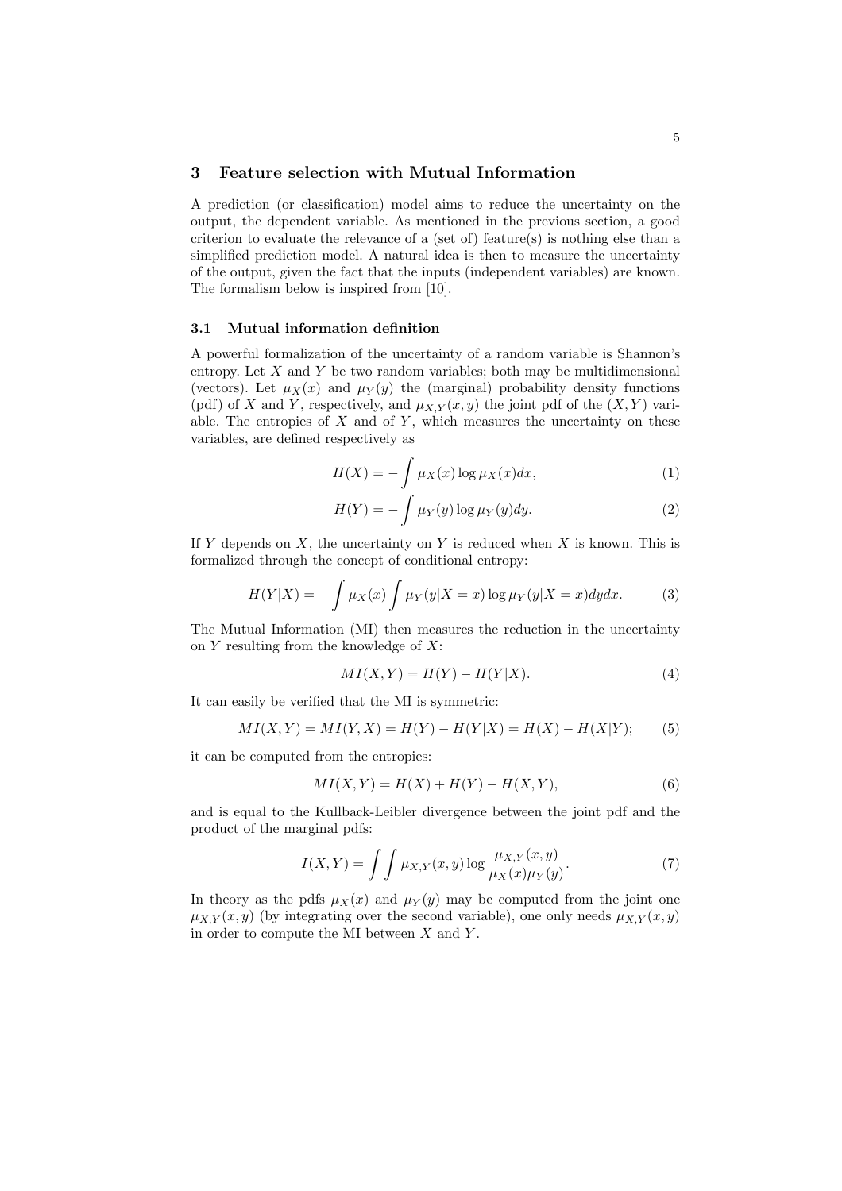## 3 Feature selection with Mutual Information

A prediction (or classification) model aims to reduce the uncertainty on the output, the dependent variable. As mentioned in the previous section, a good criterion to evaluate the relevance of a (set of) feature(s) is nothing else than a simplified prediction model. A natural idea is then to measure the uncertainty of the output, given the fact that the inputs (independent variables) are known. The formalism below is inspired from [10].

### 3.1 Mutual information definition

A powerful formalization of the uncertainty of a random variable is Shannon's entropy. Let $X$ and $Y$ be two random variables; both may be multidimensional (vectors). Let $\mu_X(x)$ and $\mu_Y(y)$ the (marginal) probability density functions (pdf) of $X$ and $Y$, respectively, and $\mu_{X,Y}(x,y)$ the joint pdf of the $(X,Y)$ variable. The entropies of $X$ and of $Y$, which measures the uncertainty on these variables, are defined respectively as

$$H(X) = -\int \mu_X(x) \log \mu_X(x) dx, \tag{1}$$

$$H(Y) = -\int \mu_Y(y) \log \mu_Y(y) dy. \tag{2}$$

If $Y$ depends on $X$, the uncertainty on $Y$ is reduced when $X$ is known. This is formalized through the concept of conditional entropy:

$$H(Y|X) = -\int \mu_X(x) \int \mu_Y(y|X=x) \log \mu_Y(y|X=x) dy dx. \tag{3}$$

The Mutual Information (MI) then measures the reduction in the uncertainty on $Y$ resulting from the knowledge of $X$:

$$MI(X,Y) = H(Y) - H(Y|X). \tag{4}$$

It can easily be verified that the MI is symmetric:

$$MI(X,Y) = MI(Y,X) = H(Y) - H(Y|X) = H(X) - H(X|Y); \tag{5}$$

it can be computed from the entropies:

$$MI(X,Y) = H(X) + H(Y) - H(X,Y), \tag{6}$$

and is equal to the Kullback-Leibler divergence between the joint pdf and the product of the marginal pdfs:

$$I(X,Y) = \int \int \mu_{X,Y}(x,y) \log \frac{\mu_{X,Y}(x,y)}{\mu_X(x)\mu_Y(y)}. \tag{7}$$

In theory as the pdfs $\mu_X(x)$ and $\mu_Y(y)$ may be computed from the joint one $\mu_{X,Y}(x,y)$ (by integrating over the second variable), one only needs $\mu_{X,Y}(x,y)$ in order to compute the MI between $X$ and $Y$.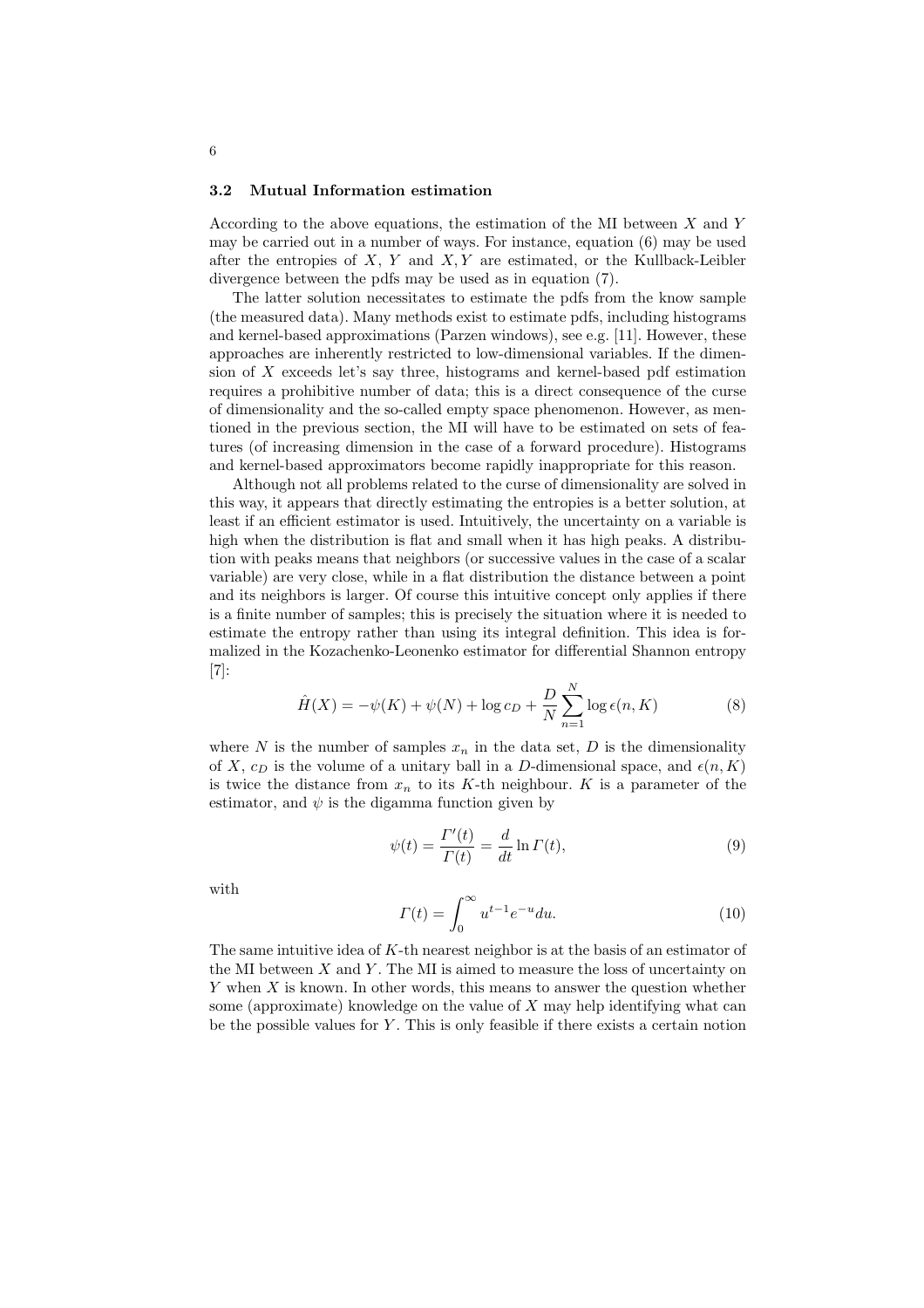### 3.2 Mutual Information estimation

According to the above equations, the estimation of the MI between $X$ and $Y$ may be carried out in a number of ways. For instance, equation (6) may be used after the entropies of $X$, $Y$ and $X, Y$ are estimated, or the Kullback-Leibler divergence between the pdfs may be used as in equation (7).

The latter solution necessitates to estimate the pdfs from the know sample (the measured data). Many methods exist to estimate pdfs, including histograms and kernel-based approximations (Parzen windows), see e.g. [11]. However, these approaches are inherently restricted to low-dimensional variables. If the dimension of $X$ exceeds let's say three, histograms and kernel-based pdf estimation requires a prohibitive number of data; this is a direct consequence of the curse of dimensionality and the so-called empty space phenomenon. However, as mentioned in the previous section, the MI will have to be estimated on sets of features (of increasing dimension in the case of a forward procedure). Histograms and kernel-based approximators become rapidly inappropriate for this reason.

Although not all problems related to the curse of dimensionality are solved in this way, it appears that directly estimating the entropies is a better solution, at least if an efficient estimator is used. Intuitively, the uncertainty on a variable is high when the distribution is flat and small when it has high peaks. A distribution with peaks means that neighbors (or successive values in the case of a scalar variable) are very close, while in a flat distribution the distance between a point and its neighbors is larger. Of course this intuitive concept only applies if there is a finite number of samples; this is precisely the situation where it is needed to estimate the entropy rather than using its integral definition. This idea is formalized in the Kozachenko-Leonenko estimator for differential Shannon entropy [7]:

$$\hat{H}(X) = -\psi(K) + \psi(N) + \log c_D + \frac{D}{N}\sum_{n=1}^{N} \log \epsilon(n, K) \tag{8}$$

where $N$ is the number of samples $x_n$ in the data set, $D$ is the dimensionality of $X$, $c_D$ is the volume of a unitary ball in a $D$-dimensional space, and $\epsilon(n, K)$ is twice the distance from $x_n$ to its $K$-th neighbour. $K$ is a parameter of the estimator, and $\psi$ is the digamma function given by

$$\psi(t) = \frac{\Gamma'(t)}{\Gamma(t)} = \frac{d}{dt}\ln \Gamma(t), \tag{9}$$

with

$$\Gamma(t) = \int_0^{\infty} u^{t-1} e^{-u} du. \tag{10}$$

The same intuitive idea of $K$-th nearest neighbor is at the basis of an estimator of the MI between $X$ and $Y$. The MI is aimed to measure the loss of uncertainty on $Y$ when $X$ is known. In other words, this means to answer the question whether some (approximate) knowledge on the value of $X$ may help identifying what can be the possible values for $Y$. This is only feasible if there exists a certain notion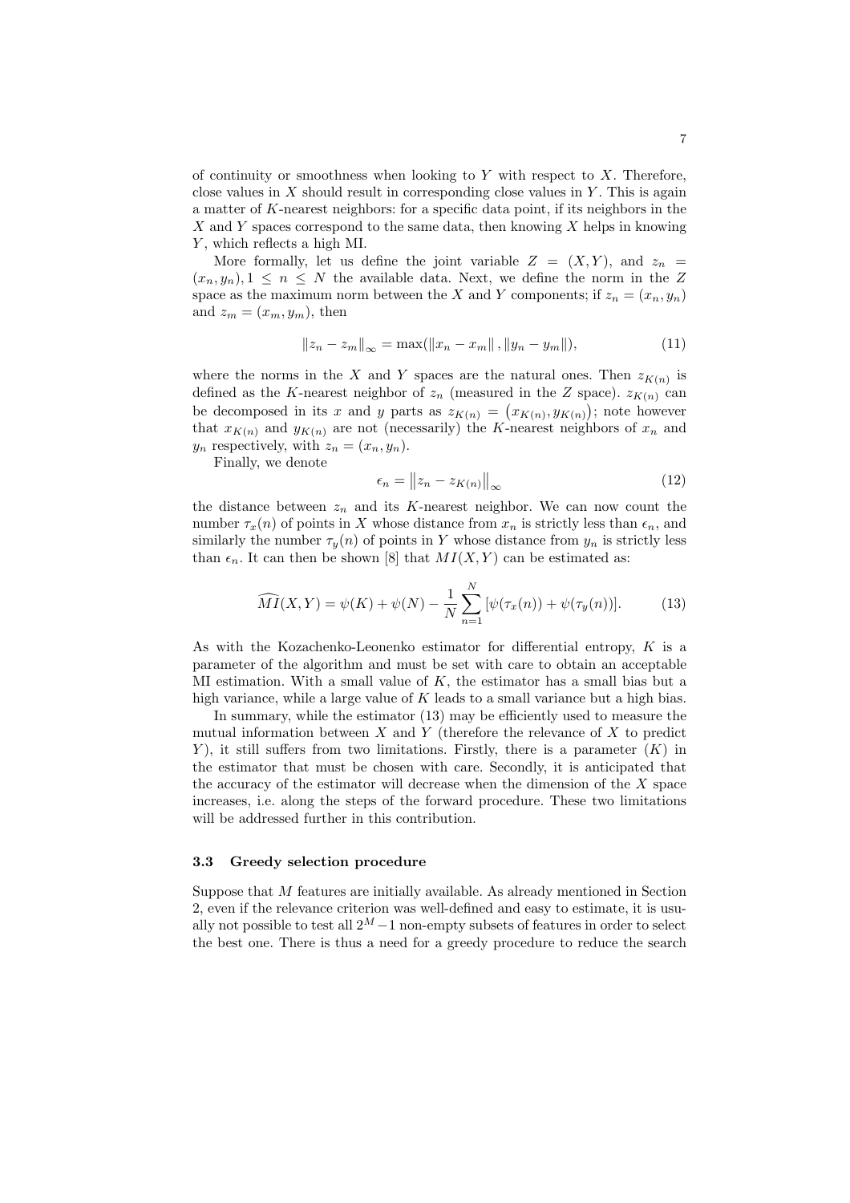of continuity or smoothness when looking to $Y$ with respect to $X$. Therefore, close values in $X$ should result in corresponding close values in $Y$. This is again a matter of $K$-nearest neighbors: for a specific data point, if its neighbors in the $X$ and $Y$ spaces correspond to the same data, then knowing $X$ helps in knowing $Y$, which reflects a high MI.

More formally, let us define the joint variable $Z = (X, Y)$, and $z_n = (x_n, y_n), 1 \leq n \leq N$ the available data. Next, we define the norm in the $Z$ space as the maximum norm between the $X$ and $Y$ components; if $z_n = (x_n, y_n)$ and $z_m = (x_m, y_m)$, then

$$\|z_n - z_m\|_\infty = \max(\|x_n - x_m\|, \|y_n - y_m\|), \tag{11}$$

where the norms in the $X$ and $Y$ spaces are the natural ones. Then $z_{K(n)}$ is defined as the $K$-nearest neighbor of $z_n$ (measured in the $Z$ space). $z_{K(n)}$ can be decomposed in its $x$ and $y$ parts as $z_{K(n)} = \left(x_{K(n)}, y_{K(n)}\right)$; note however that $x_{K(n)}$ and $y_{K(n)}$ are not (necessarily) the $K$-nearest neighbors of $x_n$ and $y_n$ respectively, with $z_n = (x_n, y_n)$.

Finally, we denote

$$\epsilon_n = \left\|z_n - z_{K(n)}\right\|_\infty \tag{12}$$

the distance between $z_n$ and its $K$-nearest neighbor. We can now count the number $\tau_x(n)$ of points in $X$ whose distance from $x_n$ is strictly less than $\epsilon_n$, and similarly the number $\tau_y(n)$ of points in $Y$ whose distance from $y_n$ is strictly less than $\epsilon_n$. It can then be shown [8] that $MI(X, Y)$ can be estimated as:

$$\widehat{MI}(X, Y) = \psi(K) + \psi(N) - \frac{1}{N} \sum_{n=1}^{N} [\psi(\tau_x(n)) + \psi(\tau_y(n))]. \tag{13}$$

As with the Kozachenko-Leonenko estimator for differential entropy, $K$ is a parameter of the algorithm and must be set with care to obtain an acceptable MI estimation. With a small value of $K$, the estimator has a small bias but a high variance, while a large value of $K$ leads to a small variance but a high bias.

In summary, while the estimator (13) may be efficiently used to measure the mutual information between $X$ and $Y$ (therefore the relevance of $X$ to predict $Y$), it still suffers from two limitations. Firstly, there is a parameter ($K$) in the estimator that must be chosen with care. Secondly, it is anticipated that the accuracy of the estimator will decrease when the dimension of the $X$ space increases, i.e. along the steps of the forward procedure. These two limitations will be addressed further in this contribution.

### 3.3 Greedy selection procedure

Suppose that $M$ features are initially available. As already mentioned in Section 2, even if the relevance criterion was well-defined and easy to estimate, it is usually not possible to test all $2^M - 1$ non-empty subsets of features in order to select the best one. There is thus a need for a greedy procedure to reduce the search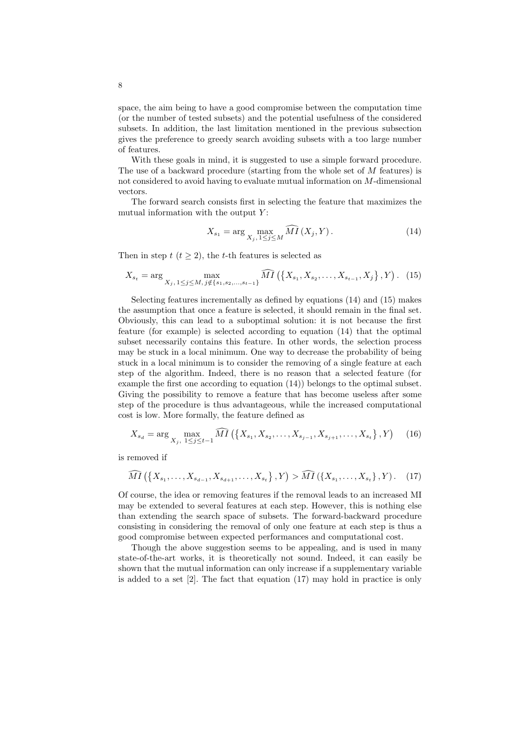space, the aim being to have a good compromise between the computation time (or the number of tested subsets) and the potential usefulness of the considered subsets. In addition, the last limitation mentioned in the previous subsection gives the preference to greedy search avoiding subsets with a too large number of features.

With these goals in mind, it is suggested to use a simple forward procedure. The use of a backward procedure (starting from the whole set of $M$ features) is not considered to avoid having to evaluate mutual information on $M$-dimensional vectors.

The forward search consists first in selecting the feature that maximizes the mutual information with the output $Y$:

$$X_{s_1} = \arg \max_{X_j, 1 \leq j \leq M} \widehat{MI}\left(X_j, Y\right). \tag{14}$$

Then in step $t$ ($t \geq 2$), the $t$-th features is selected as

$$X_{s_t} = \arg \max_{X_j, 1 \leq j \leq M, j \notin \{s_1, s_2, \ldots, s_{t-1}\}} \widehat{MI}\left(\left\{X_{s_1}, X_{s_2}, \ldots, X_{s_{t-1}}, X_j\right\}, Y\right). \tag{15}$$

Selecting features incrementally as defined by equations (14) and (15) makes the assumption that once a feature is selected, it should remain in the final set. Obviously, this can lead to a suboptimal solution: it is not because the first feature (for example) is selected according to equation (14) that the optimal subset necessarily contains this feature. In other words, the selection process may be stuck in a local minimum. One way to decrease the probability of being stuck in a local minimum is to consider the removing of a single feature at each step of the algorithm. Indeed, there is no reason that a selected feature (for example the first one according to equation (14)) belongs to the optimal subset. Giving the possibility to remove a feature that has become useless after some step of the procedure is thus advantageous, while the increased computational cost is low. More formally, the feature defined as

$$X_{s_d} = \arg \max_{X_j, \; 1 \leq j \leq t-1} \widehat{MI}\left(\left\{X_{s_1}, X_{s_2}, \ldots, X_{s_{j-1}}, X_{s_{j+1}}, \ldots, X_{s_t}\right\}, Y\right) \tag{16}$$

is removed if

$$\widehat{MI}\left(\left\{X_{s_1}, \ldots, X_{s_{d-1}}, X_{s_{d+1}}, \ldots, X_{s_t}\right\}, Y\right) > \widehat{MI}\left(\left\{X_{s_1}, \ldots, X_{s_t}\right\}, Y\right). \tag{17}$$

Of course, the idea or removing features if the removal leads to an increased MI may be extended to several features at each step. However, this is nothing else than extending the search space of subsets. The forward-backward procedure consisting in considering the removal of only one feature at each step is thus a good compromise between expected performances and computational cost.

Though the above suggestion seems to be appealing, and is used in many state-of-the-art works, it is theoretically not sound. Indeed, it can easily be shown that the mutual information can only increase if a supplementary variable is added to a set [2]. The fact that equation (17) may hold in practice is only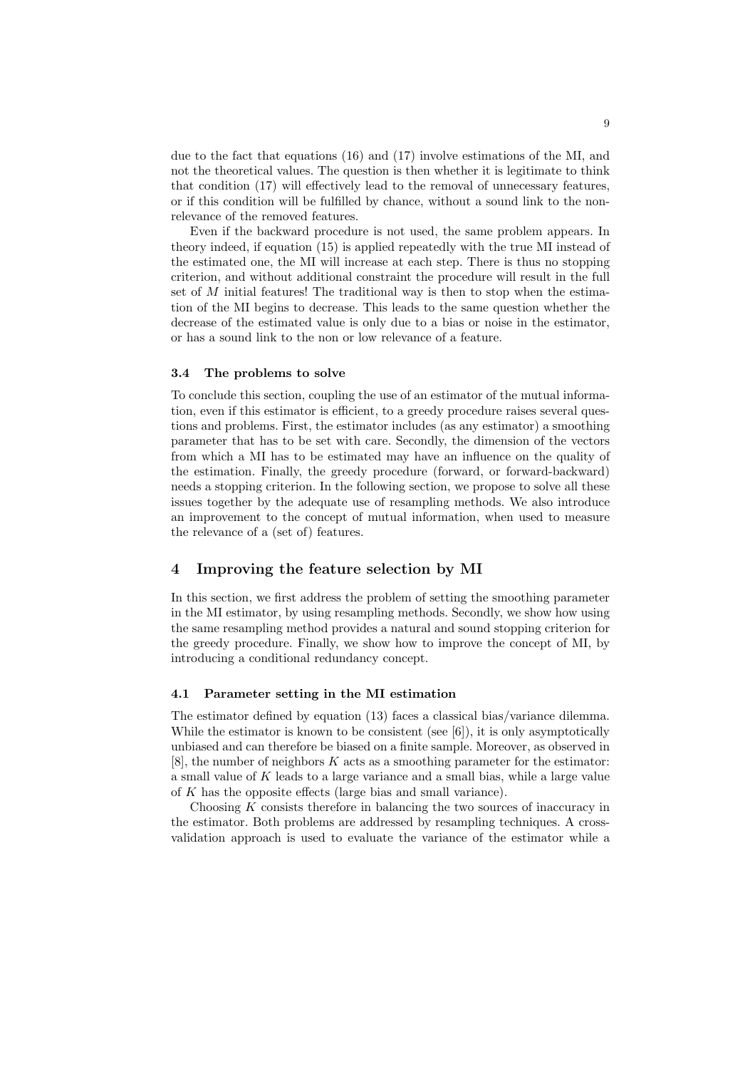due to the fact that equations (16) and (17) involve estimations of the MI, and not the theoretical values. The question is then whether it is legitimate to think that condition (17) will effectively lead to the removal of unnecessary features, or if this condition will be fulfilled by chance, without a sound link to the non-relevance of the removed features.

Even if the backward procedure is not used, the same problem appears. In theory indeed, if equation (15) is applied repeatedly with the true MI instead of the estimated one, the MI will increase at each step. There is thus no stopping criterion, and without additional constraint the procedure will result in the full set of $M$ initial features! The traditional way is then to stop when the estimation of the MI begins to decrease. This leads to the same question whether the decrease of the estimated value is only due to a bias or noise in the estimator, or has a sound link to the non or low relevance of a feature.

### 3.4 The problems to solve

To conclude this section, coupling the use of an estimator of the mutual information, even if this estimator is efficient, to a greedy procedure raises several questions and problems. First, the estimator includes (as any estimator) a smoothing parameter that has to be set with care. Secondly, the dimension of the vectors from which a MI has to be estimated may have an influence on the quality of the estimation. Finally, the greedy procedure (forward, or forward-backward) needs a stopping criterion. In the following section, we propose to solve all these issues together by the adequate use of resampling methods. We also introduce an improvement to the concept of mutual information, when used to measure the relevance of a (set of) features.

## 4 Improving the feature selection by MI

In this section, we first address the problem of setting the smoothing parameter in the MI estimator, by using resampling methods. Secondly, we show how using the same resampling method provides a natural and sound stopping criterion for the greedy procedure. Finally, we show how to improve the concept of MI, by introducing a conditional redundancy concept.

### 4.1 Parameter setting in the MI estimation

The estimator defined by equation (13) faces a classical bias/variance dilemma. While the estimator is known to be consistent (see [6]), it is only asymptotically unbiased and can therefore be biased on a finite sample. Moreover, as observed in [8], the number of neighbors $K$ acts as a smoothing parameter for the estimator: a small value of $K$ leads to a large variance and a small bias, while a large value of $K$ has the opposite effects (large bias and small variance).

Choosing $K$ consists therefore in balancing the two sources of inaccuracy in the estimator. Both problems are addressed by resampling techniques. A cross-validation approach is used to evaluate the variance of the estimator while a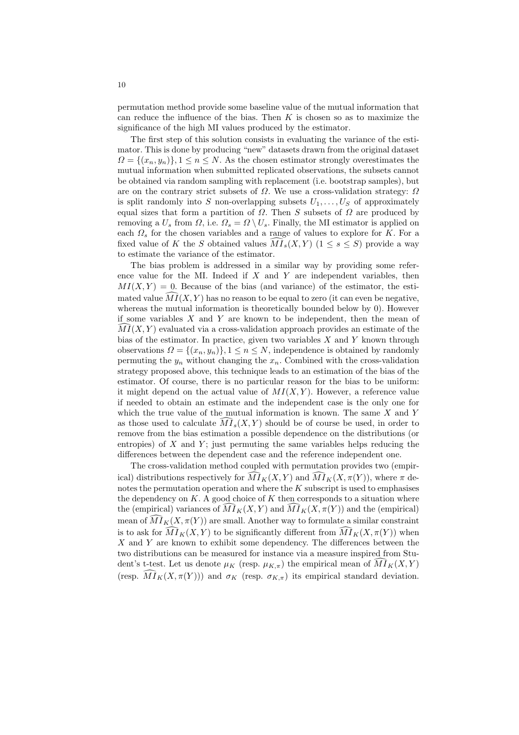permutation method provide some baseline value of the mutual information that can reduce the influence of the bias. Then $K$ is chosen so as to maximize the significance of the high MI values produced by the estimator.

The first step of this solution consists in evaluating the variance of the estimator. This is done by producing "new" datasets drawn from the original dataset $\Omega = \{(x_n, y_n)\}, 1 \leq n \leq N$. As the chosen estimator strongly overestimates the mutual information when submitted replicated observations, the subsets cannot be obtained via random sampling with replacement (i.e. bootstrap samples), but are on the contrary strict subsets of $\Omega$. We use a cross-validation strategy: $\Omega$ is split randomly into $S$ non-overlapping subsets $U_1, \ldots, U_S$ of approximately equal sizes that form a partition of $\Omega$. Then $S$ subsets of $\Omega$ are produced by removing a $U_s$ from $\Omega$, i.e. $\Omega_s = \Omega \setminus U_s$. Finally, the MI estimator is applied on each $\Omega_s$ for the chosen variables and a range of values to explore for $K$. For a fixed value of $K$ the $S$ obtained values $\widehat{MI}_s(X, Y)$ $(1 \leq s \leq S)$ provide a way to estimate the variance of the estimator.

The bias problem is addressed in a similar way by providing some reference value for the MI. Indeed if $X$ and $Y$ are independent variables, then $MI(X, Y) = 0$. Because of the bias (and variance) of the estimator, the estimated value $\widehat{MI}(X, Y)$ has no reason to be equal to zero (it can even be negative, whereas the mutual information is theoretically bounded below by 0). However if some variables $X$ and $Y$ are known to be independent, then the mean of $\widehat{MI}(X, Y)$ evaluated via a cross-validation approach provides an estimate of the bias of the estimator. In practice, given two variables $X$ and $Y$ known through observations $\Omega = \{(x_n, y_n)\}, 1 \leq n \leq N$, independence is obtained by randomly permuting the $y_n$ without changing the $x_n$. Combined with the cross-validation strategy proposed above, this technique leads to an estimation of the bias of the estimator. Of course, there is no particular reason for the bias to be uniform: it might depend on the actual value of $MI(X, Y)$. However, a reference value if needed to obtain an estimate and the independent case is the only one for which the true value of the mutual information is known. The same $X$ and $Y$ as those used to calculate $\widehat{MI}_s(X, Y)$ should be of course be used, in order to remove from the bias estimation a possible dependence on the distributions (or entropies) of $X$ and $Y$; just permuting the same variables helps reducing the differences between the dependent case and the reference independent one.

The cross-validation method coupled with permutation provides two (empirical) distributions respectively for $\widehat{MI}_K(X, Y)$ and $\widehat{MI}_K(X, \pi(Y))$, where $\pi$ denotes the permutation operation and where the $K$ subscript is used to emphasises the dependency on $K$. A good choice of $K$ then corresponds to a situation where the (empirical) variances of $\widehat{MI}_K(X, Y)$ and $\widehat{MI}_K(X, \pi(Y))$ and the (empirical) mean of $\widehat{MI}_K(X, \pi(Y))$ are small. Another way to formulate a similar constraint is to ask for $\widehat{MI}_K(X, Y)$ to be significantly different from $\widehat{MI}_K(X, \pi(Y))$ when $X$ and $Y$ are known to exhibit some dependency. The differences between the two distributions can be measured for instance via a measure inspired from Student's t-test. Let us denote $\mu_K$ (resp. $\mu_{K,\pi}$) the empirical mean of $\widehat{MI}_K(X, Y)$ (resp. $\widehat{MI}_K(X, \pi(Y))$) and $\sigma_K$ (resp. $\sigma_{K,\pi}$) its empirical standard deviation.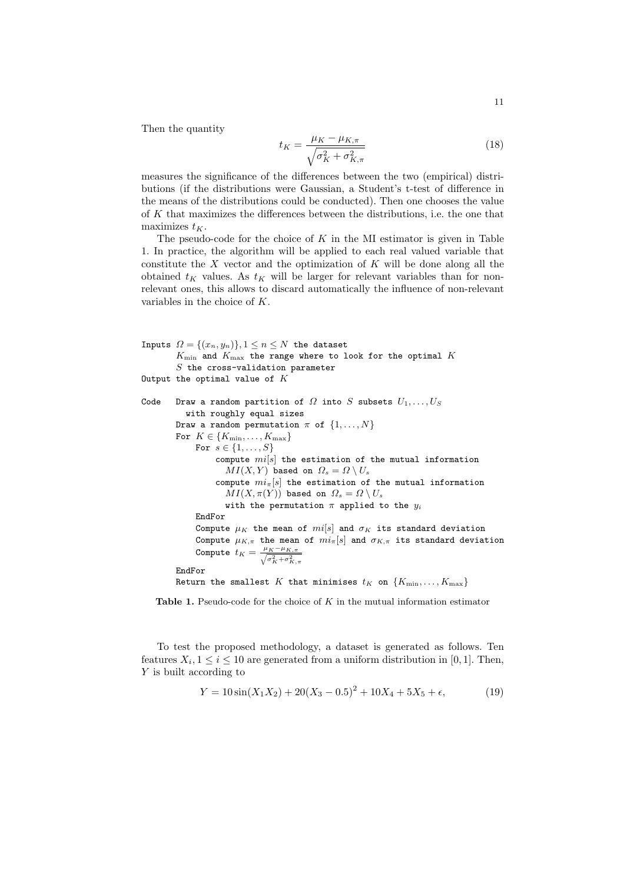Then the quantity

$$t_K = \frac{\mu_K - \mu_{K,\pi}}{\sqrt{\sigma_K^2 + \sigma_{K,\pi}^2}} \tag{18}$$

measures the significance of the differences between the two (empirical) distributions (if the distributions were Gaussian, a Student's t-test of difference in the means of the distributions could be conducted). Then one chooses the value of $K$ that maximizes the differences between the distributions, i.e. the one that maximizes $t_K$.

The pseudo-code for the choice of $K$ in the MI estimator is given in Table 1. In practice, the algorithm will be applied to each real valued variable that constitute the $X$ vector and the optimization of $K$ will be done along all the obtained $t_K$ values. As $t_K$ will be larger for relevant variables than for non-relevant ones, this allows to discard automatically the influence of non-relevant variables in the choice of $K$.

```
Inputs Ω = {(x_n, y_n)}, 1 ≤ n ≤ N the dataset
       K_min and K_max the range where to look for the optimal K
       S the cross-validation parameter
Output the optimal value of K

Code   Draw a random partition of Ω into S subsets U_1, ..., U_S
         with roughly equal sizes
       Draw a random permutation π of {1, ..., N}
       For K ∈ {K_min, ..., K_max}
           For s ∈ {1, ..., S}
               compute mi[s] the estimation of the mutual information
                 MI(X,Y) based on Ω_s = Ω \ U_s
               compute mi_π[s] the estimation of the mutual information
                 MI(X, π(Y)) based on Ω_s = Ω \ U_s
                 with the permutation π applied to the y_i
           EndFor
           Compute μ_K the mean of mi[s] and σ_K its standard deviation
           Compute μ_{K,π} the mean of mi_π[s] and σ_{K,π} its standard deviation
           Compute t_K = (μ_K − μ_{K,π}) / sqrt(σ_K^2 + σ_{K,π}^2)
       EndFor
       Return the smallest K that minimises t_K on {K_min, ..., K_max}
```

**Table 1.** Pseudo-code for the choice of $K$ in the mutual information estimator

To test the proposed methodology, a dataset is generated as follows. Ten features $X_i, 1 \leq i \leq 10$ are generated from a uniform distribution in $[0, 1]$. Then, $Y$ is built according to

$$Y = 10\sin(X_1 X_2) + 20(X_3 - 0.5)^2 + 10X_4 + 5X_5 + \epsilon, \tag{19}$$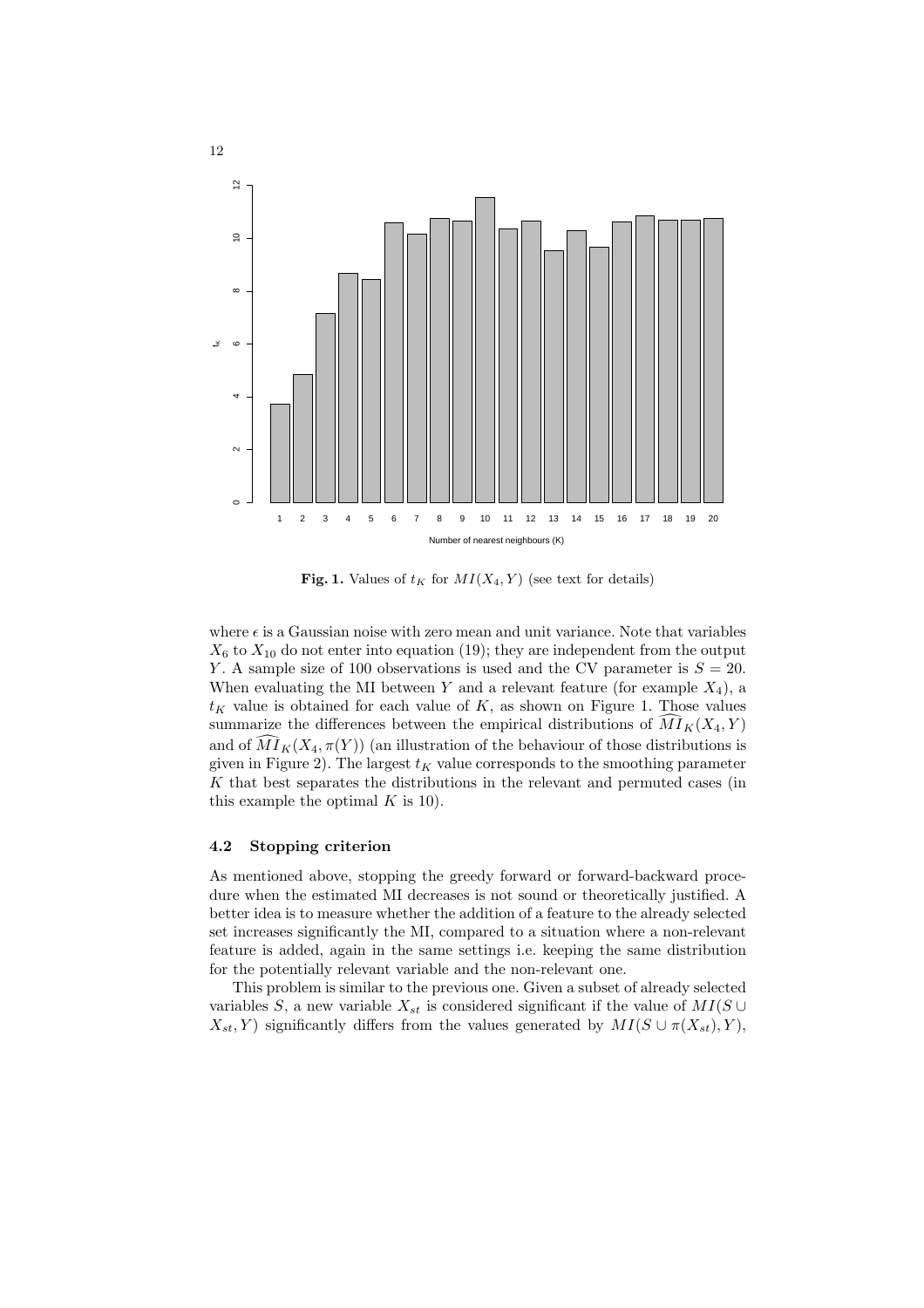**Fig. 1.** Values of $t_K$ for $MI(X_4, Y)$ (see text for details)

where $\epsilon$ is a Gaussian noise with zero mean and unit variance. Note that variables $X_6$ to $X_{10}$ do not enter into equation (19); they are independent from the output $Y$. A sample size of 100 observations is used and the CV parameter is $S = 20$. When evaluating the MI between $Y$ and a relevant feature (for example $X_4$), a $t_K$ value is obtained for each value of $K$, as shown on Figure 1. Those values summarize the differences between the empirical distributions of $\widehat{MI}_K(X_4, Y)$ and of $\widehat{MI}_K(X_4, \pi(Y))$ (an illustration of the behaviour of those distributions is given in Figure 2). The largest $t_K$ value corresponds to the smoothing parameter $K$ that best separates the distributions in the relevant and permuted cases (in this example the optimal $K$ is 10).

### 4.2 Stopping criterion

As mentioned above, stopping the greedy forward or forward-backward procedure when the estimated MI decreases is not sound or theoretically justified. A better idea is to measure whether the addition of a feature to the already selected set increases significantly the MI, compared to a situation where a non-relevant feature is added, again in the same settings i.e. keeping the same distribution for the potentially relevant variable and the non-relevant one.

This problem is similar to the previous one. Given a subset of already selected variables $S$, a new variable $X_{st}$ is considered significant if the value of $MI(S \cup X_{st}, Y)$ significantly differs from the values generated by $MI(S \cup \pi(X_{st}), Y)$,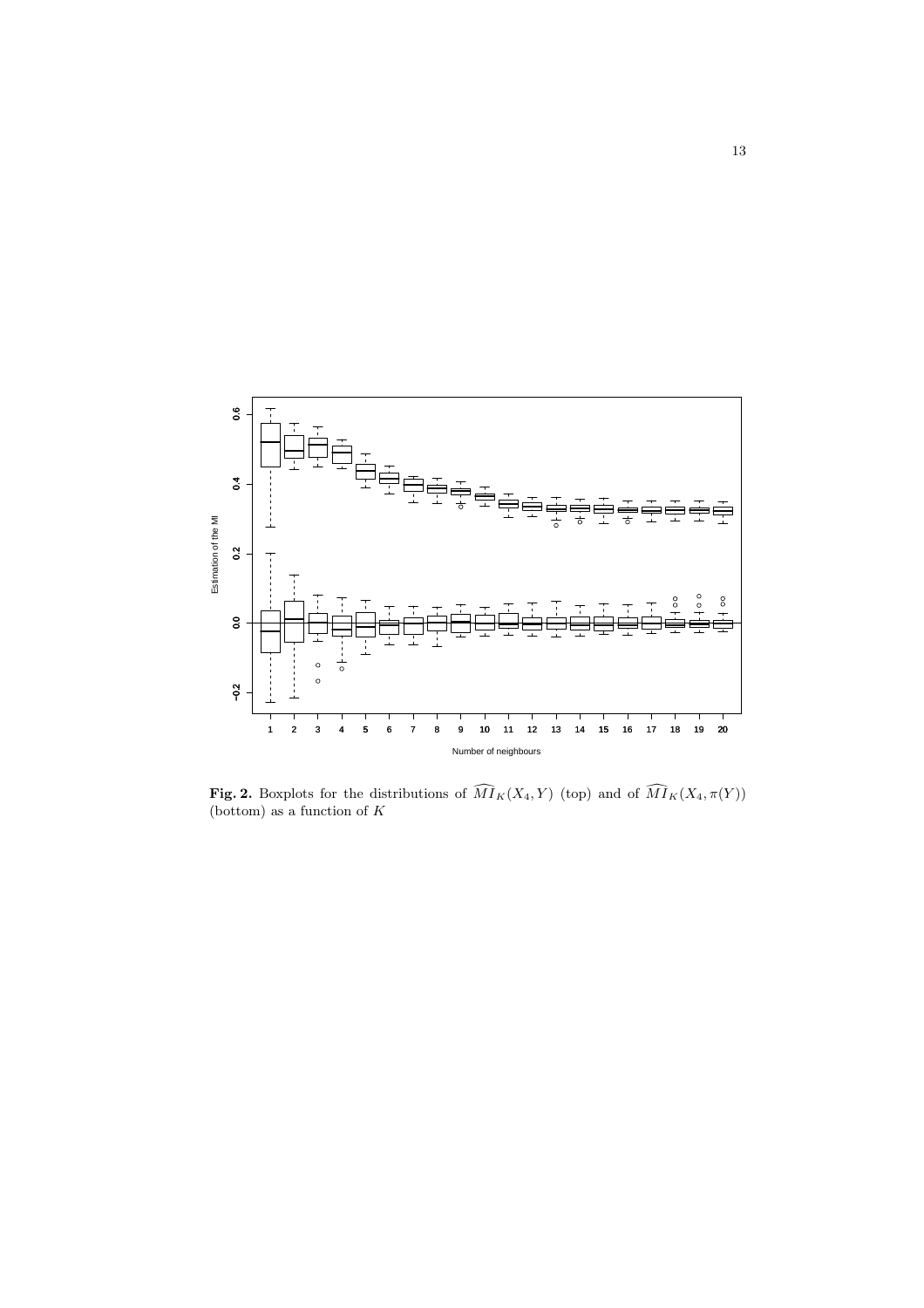**Fig. 2.** Boxplots for the distributions of $\widehat{MI}_K(X_4, Y)$ (top) and of $\widehat{MI}_K(X_4, \pi(Y))$ (bottom) as a function of $K$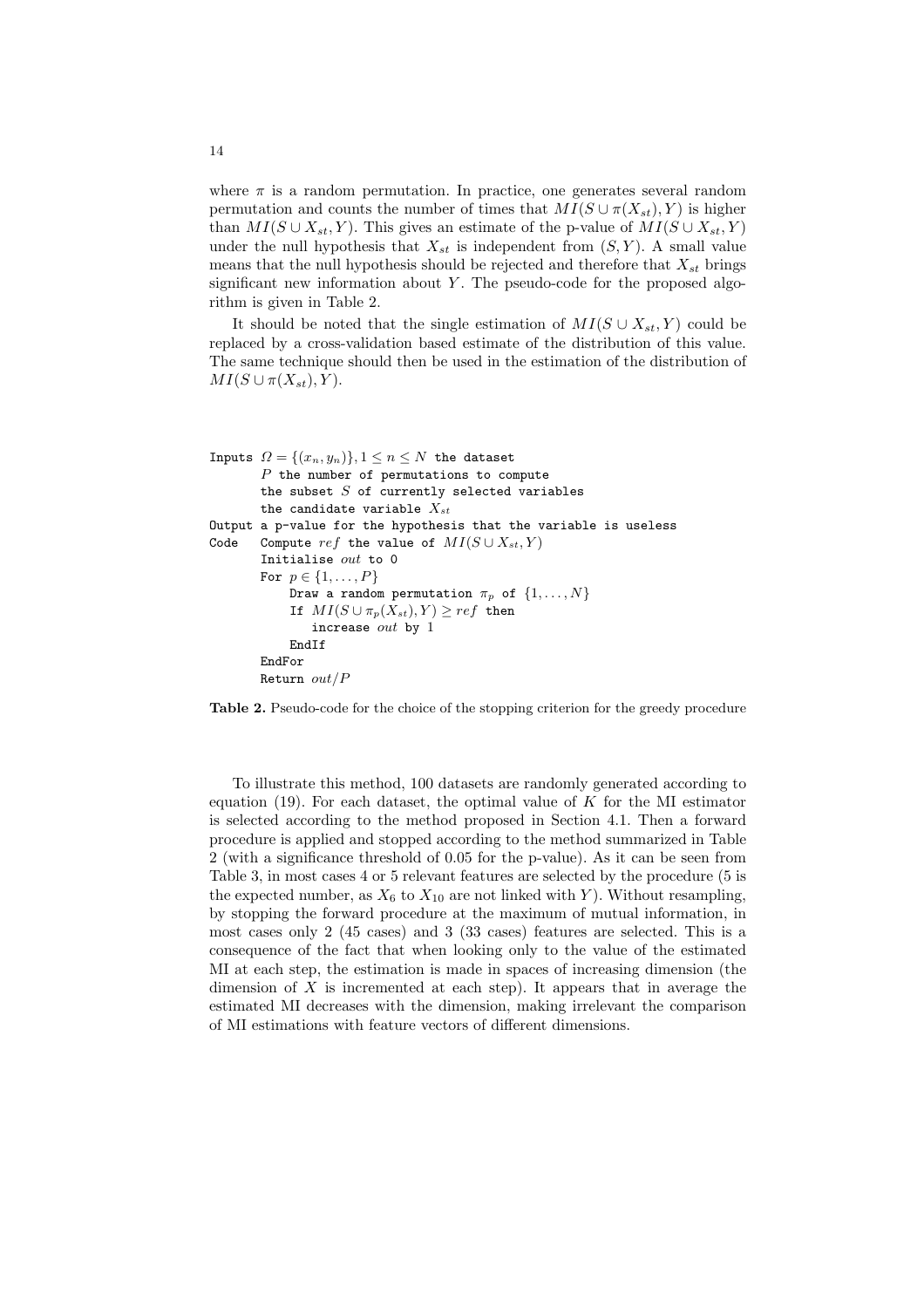where $\pi$ is a random permutation. In practice, one generates several random permutation and counts the number of times that $MI(S \cup \pi(X_{st}), Y)$ is higher than $MI(S \cup X_{st}, Y)$. This gives an estimate of the p-value of $MI(S \cup X_{st}, Y)$ under the null hypothesis that $X_{st}$ is independent from $(S, Y)$. A small value means that the null hypothesis should be rejected and therefore that $X_{st}$ brings significant new information about $Y$. The pseudo-code for the proposed algorithm is given in Table 2.

It should be noted that the single estimation of $MI(S \cup X_{st}, Y)$ could be replaced by a cross-validation based estimate of the distribution of this value. The same technique should then be used in the estimation of the distribution of $MI(S \cup \pi(X_{st}), Y)$.

```
Inputs Ω = {(x_n, y_n)}, 1 ≤ n ≤ N the dataset
       P the number of permutations to compute
       the subset S of currently selected variables
       the candidate variable X_st
Output a p-value for the hypothesis that the variable is useless
Code   Compute ref the value of MI(S ∪ X_st, Y)
       Initialise out to 0
       For p ∈ {1, ..., P}
           Draw a random permutation π_p of {1, ..., N}
           If MI(S ∪ π_p(X_st), Y) ≥ ref then
              increase out by 1
           EndIf
       EndFor
       Return out/P
```

**Table 2.** Pseudo-code for the choice of the stopping criterion for the greedy procedure

To illustrate this method, 100 datasets are randomly generated according to equation (19). For each dataset, the optimal value of $K$ for the MI estimator is selected according to the method proposed in Section 4.1. Then a forward procedure is applied and stopped according to the method summarized in Table 2 (with a significance threshold of 0.05 for the p-value). As it can be seen from Table 3, in most cases 4 or 5 relevant features are selected by the procedure (5 is the expected number, as $X_6$ to $X_{10}$ are not linked with $Y$). Without resampling, by stopping the forward procedure at the maximum of mutual information, in most cases only 2 (45 cases) and 3 (33 cases) features are selected. This is a consequence of the fact that when looking only to the value of the estimated MI at each step, the estimation is made in spaces of increasing dimension (the dimension of $X$ is incremented at each step). It appears that in average the estimated MI decreases with the dimension, making irrelevant the comparison of MI estimations with feature vectors of different dimensions.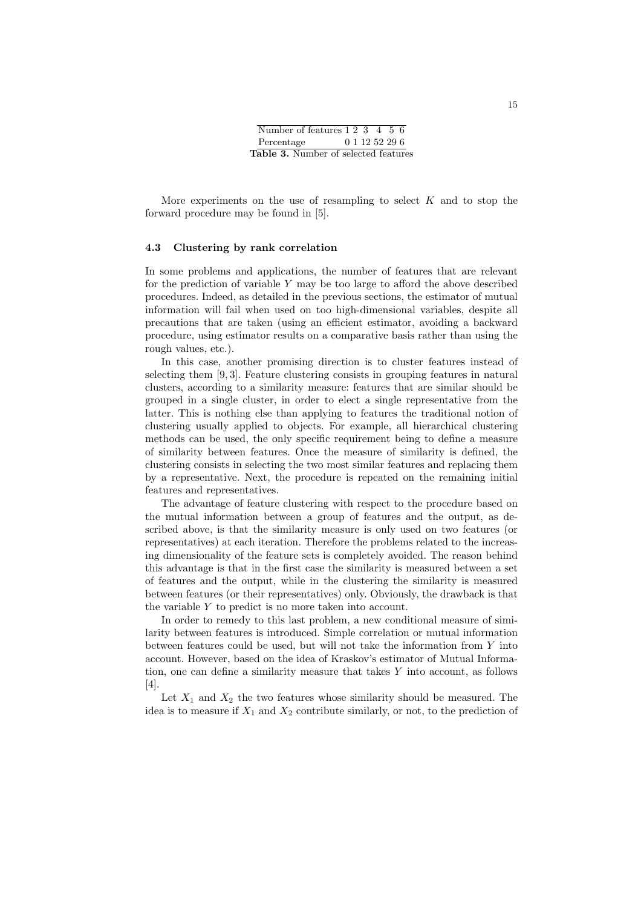| Number of features | 1 | 2 | 3 | 4 | 5 | 6 |
|---|---|---|---|---|---|---|
| Percentage | 0 | 1 | 12 | 52 | 29 | 6 |

**Table 3.** Number of selected features

More experiments on the use of resampling to select $K$ and to stop the forward procedure may be found in [5].

### 4.3 Clustering by rank correlation

In some problems and applications, the number of features that are relevant for the prediction of variable $Y$ may be too large to afford the above described procedures. Indeed, as detailed in the previous sections, the estimator of mutual information will fail when used on too high-dimensional variables, despite all precautions that are taken (using an efficient estimator, avoiding a backward procedure, using estimator results on a comparative basis rather than using the rough values, etc.).

In this case, another promising direction is to cluster features instead of selecting them [9, 3]. Feature clustering consists in grouping features in natural clusters, according to a similarity measure: features that are similar should be grouped in a single cluster, in order to elect a single representative from the latter. This is nothing else than applying to features the traditional notion of clustering usually applied to objects. For example, all hierarchical clustering methods can be used, the only specific requirement being to define a measure of similarity between features. Once the measure of similarity is defined, the clustering consists in selecting the two most similar features and replacing them by a representative. Next, the procedure is repeated on the remaining initial features and representatives.

The advantage of feature clustering with respect to the procedure based on the mutual information between a group of features and the output, as described above, is that the similarity measure is only used on two features (or representatives) at each iteration. Therefore the problems related to the increasing dimensionality of the feature sets is completely avoided. The reason behind this advantage is that in the first case the similarity is measured between a set of features and the output, while in the clustering the similarity is measured between features (or their representatives) only. Obviously, the drawback is that the variable $Y$ to predict is no more taken into account.

In order to remedy to this last problem, a new conditional measure of similarity between features is introduced. Simple correlation or mutual information between features could be used, but will not take the information from $Y$ into account. However, based on the idea of Kraskov's estimator of Mutual Information, one can define a similarity measure that takes $Y$ into account, as follows [4].

Let $X_1$ and $X_2$ the two features whose similarity should be measured. The idea is to measure if $X_1$ and $X_2$ contribute similarly, or not, to the prediction of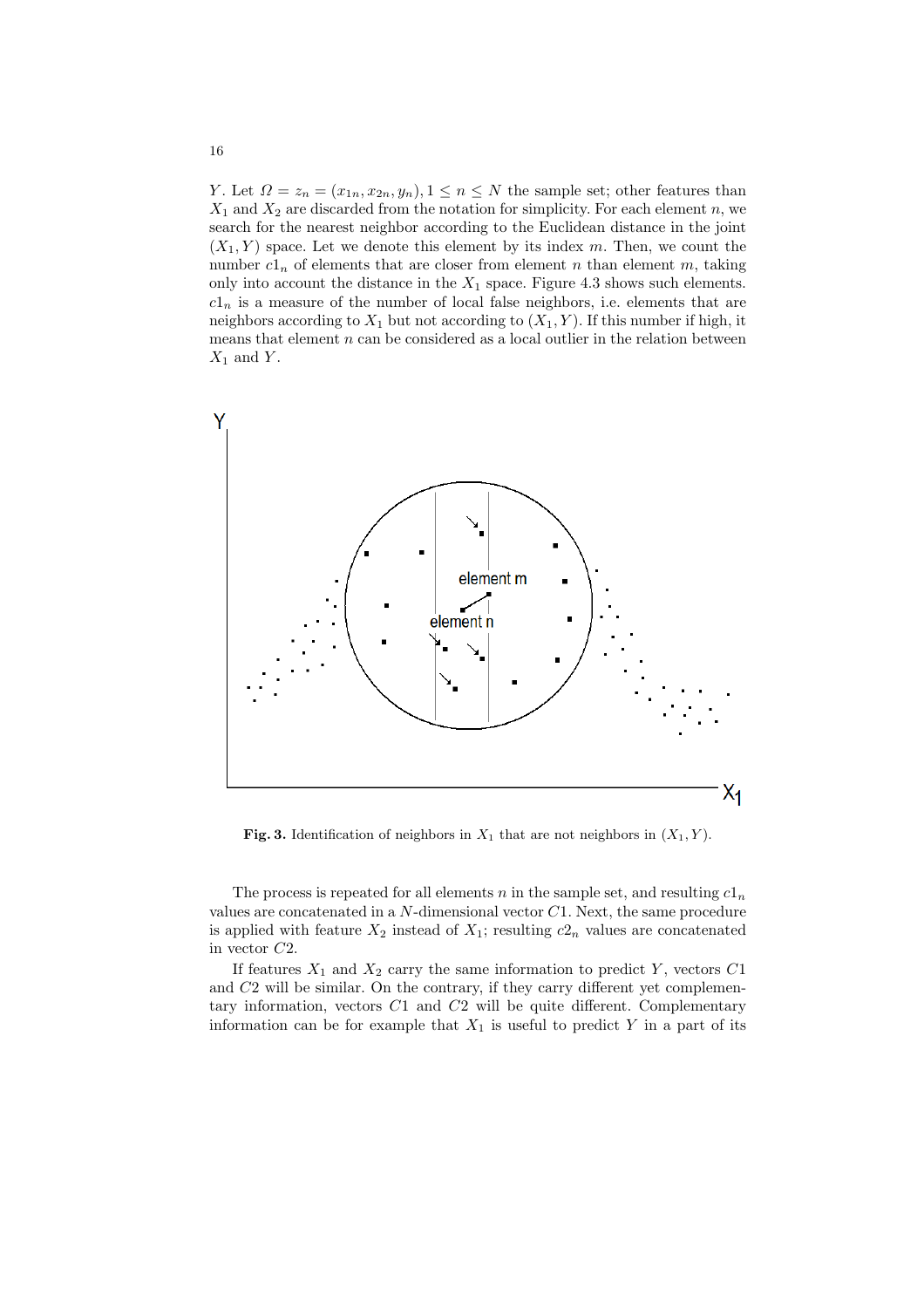$Y$. Let $\Omega = z_n = (x_{1n}, x_{2n}, y_n), 1 \leq n \leq N$ the sample set; other features than $X_1$ and $X_2$ are discarded from the notation for simplicity. For each element $n$, we search for the nearest neighbor according to the Euclidean distance in the joint $(X_1, Y)$ space. Let we denote this element by its index $m$. Then, we count the number $c1_n$ of elements that are closer from element $n$ than element $m$, taking only into account the distance in the $X_1$ space. Figure 4.3 shows such elements. $c1_n$ is a measure of the number of local false neighbors, i.e. elements that are neighbors according to $X_1$ but not according to $(X_1, Y)$. If this number if high, it means that element $n$ can be considered as a local outlier in the relation between $X_1$ and $Y$.

**Fig. 3.** Identification of neighbors in $X_1$ that are not neighbors in $(X_1, Y)$.

The process is repeated for all elements $n$ in the sample set, and resulting $c1_n$ values are concatenated in a $N$-dimensional vector $C1$. Next, the same procedure is applied with feature $X_2$ instead of $X_1$; resulting $c2_n$ values are concatenated in vector $C2$.

If features $X_1$ and $X_2$ carry the same information to predict $Y$, vectors $C1$ and $C2$ will be similar. On the contrary, if they carry different yet complementary information, vectors $C1$ and $C2$ will be quite different. Complementary information can be for example that $X_1$ is useful to predict $Y$ in a part of its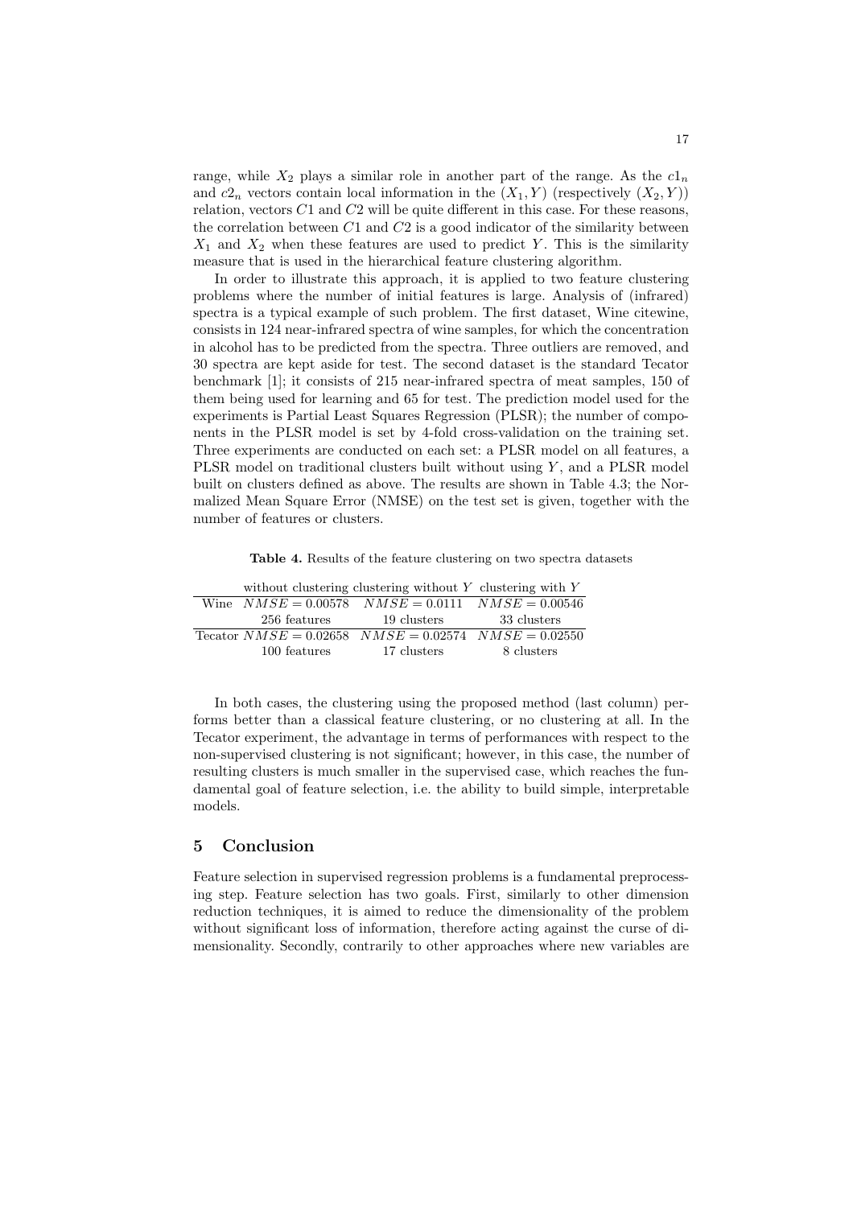range, while $X_2$ plays a similar role in another part of the range. As the $c1_n$ and $c2_n$ vectors contain local information in the $(X_1, Y)$ (respectively $(X_2, Y)$) relation, vectors $C1$ and $C2$ will be quite different in this case. For these reasons, the correlation between $C1$ and $C2$ is a good indicator of the similarity between $X_1$ and $X_2$ when these features are used to predict $Y$. This is the similarity measure that is used in the hierarchical feature clustering algorithm.

In order to illustrate this approach, it is applied to two feature clustering problems where the number of initial features is large. Analysis of (infrared) spectra is a typical example of such problem. The first dataset, Wine citewine, consists in 124 near-infrared spectra of wine samples, for which the concentration in alcohol has to be predicted from the spectra. Three outliers are removed, and 30 spectra are kept aside for test. The second dataset is the standard Tecator benchmark [1]; it consists of 215 near-infrared spectra of meat samples, 150 of them being used for learning and 65 for test. The prediction model used for the experiments is Partial Least Squares Regression (PLSR); the number of components in the PLSR model is set by 4-fold cross-validation on the training set. Three experiments are conducted on each set: a PLSR model on all features, a PLSR model on traditional clusters built without using $Y$, and a PLSR model built on clusters defined as above. The results are shown in Table 4.3; the Normalized Mean Square Error (NMSE) on the test set is given, together with the number of features or clusters.

**Table 4.** Results of the feature clustering on two spectra datasets

| | without clustering | clustering without $Y$ | clustering with $Y$ |
|---|---|---|---|
| Wine | $NMSE = 0.00578$ | $NMSE = 0.0111$ | $NMSE = 0.00546$ |
| | 256 features | 19 clusters | 33 clusters |
| Tecator | $NMSE = 0.02658$ | $NMSE = 0.02574$ | $NMSE = 0.02550$ |
| | 100 features | 17 clusters | 8 clusters |

In both cases, the clustering using the proposed method (last column) performs better than a classical feature clustering, or no clustering at all. In the Tecator experiment, the advantage in terms of performances with respect to the non-supervised clustering is not significant; however, in this case, the number of resulting clusters is much smaller in the supervised case, which reaches the fundamental goal of feature selection, i.e. the ability to build simple, interpretable models.

## 5 Conclusion

Feature selection in supervised regression problems is a fundamental preprocessing step. Feature selection has two goals. First, similarly to other dimension reduction techniques, it is aimed to reduce the dimensionality of the problem without significant loss of information, therefore acting against the curse of dimensionality. Secondly, contrarily to other approaches where new variables are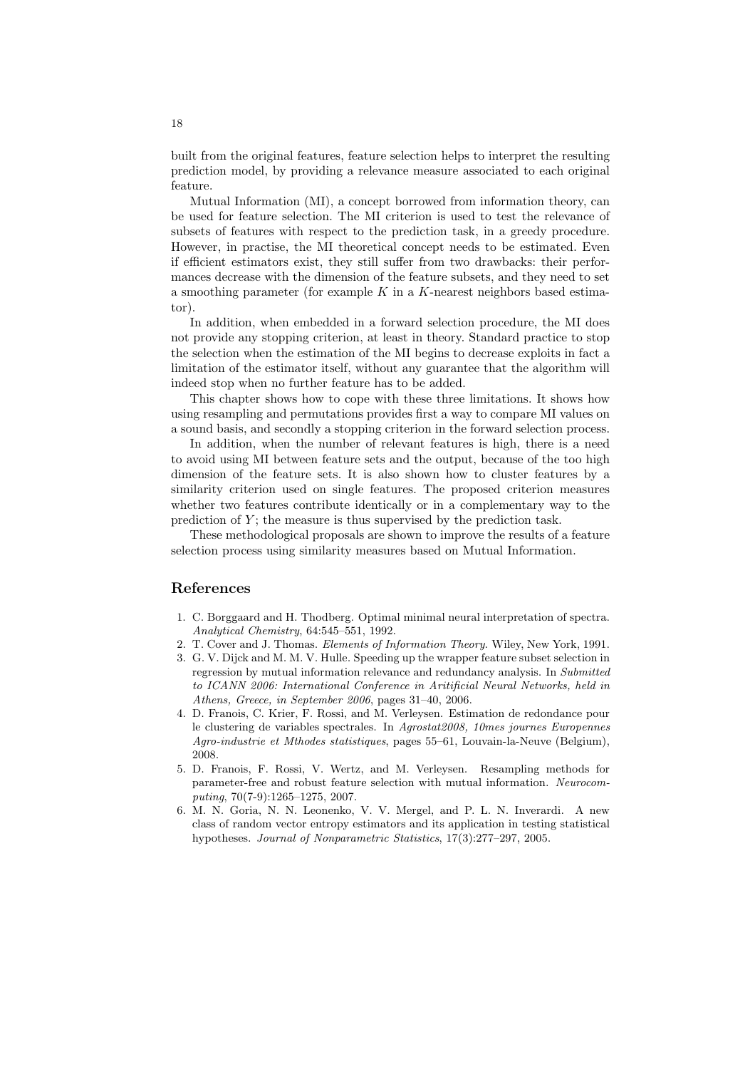built from the original features, feature selection helps to interpret the resulting prediction model, by providing a relevance measure associated to each original feature.

Mutual Information (MI), a concept borrowed from information theory, can be used for feature selection. The MI criterion is used to test the relevance of subsets of features with respect to the prediction task, in a greedy procedure. However, in practise, the MI theoretical concept needs to be estimated. Even if efficient estimators exist, they still suffer from two drawbacks: their performances decrease with the dimension of the feature subsets, and they need to set a smoothing parameter (for example $K$ in a $K$-nearest neighbors based estimator).

In addition, when embedded in a forward selection procedure, the MI does not provide any stopping criterion, at least in theory. Standard practice to stop the selection when the estimation of the MI begins to decrease exploits in fact a limitation of the estimator itself, without any guarantee that the algorithm will indeed stop when no further feature has to be added.

This chapter shows how to cope with these three limitations. It shows how using resampling and permutations provides first a way to compare MI values on a sound basis, and secondly a stopping criterion in the forward selection process.

In addition, when the number of relevant features is high, there is a need to avoid using MI between feature sets and the output, because of the too high dimension of the feature sets. It is also shown how to cluster features by a similarity criterion used on single features. The proposed criterion measures whether two features contribute identically or in a complementary way to the prediction of $Y$; the measure is thus supervised by the prediction task.

These methodological proposals are shown to improve the results of a feature selection process using similarity measures based on Mutual Information.

## References

1. C. Borggaard and H. Thodberg. Optimal minimal neural interpretation of spectra. *Analytical Chemistry*, 64:545–551, 1992.
2. T. Cover and J. Thomas. *Elements of Information Theory*. Wiley, New York, 1991.
3. G. V. Dijck and M. M. V. Hulle. Speeding up the wrapper feature subset selection in regression by mutual information relevance and redundancy analysis. In *Submitted to ICANN 2006: International Conference in Aritificial Neural Networks, held in Athens, Greece, in September 2006*, pages 31–40, 2006.
4. D. Franois, C. Krier, F. Rossi, and M. Verleysen. Estimation de redondance pour le clustering de variables spectrales. In *Agrostat2008, 10mes journes Europennes Agro-industrie et Mthodes statistiques*, pages 55–61, Louvain-la-Neuve (Belgium), 2008.
5. D. Franois, F. Rossi, V. Wertz, and M. Verleysen. Resampling methods for parameter-free and robust feature selection with mutual information. *Neurocomputing*, 70(7-9):1265–1275, 2007.
6. M. N. Goria, N. N. Leonenko, V. V. Mergel, and P. L. N. Inverardi. A new class of random vector entropy estimators and its application in testing statistical hypotheses. *Journal of Nonparametric Statistics*, 17(3):277–297, 2005.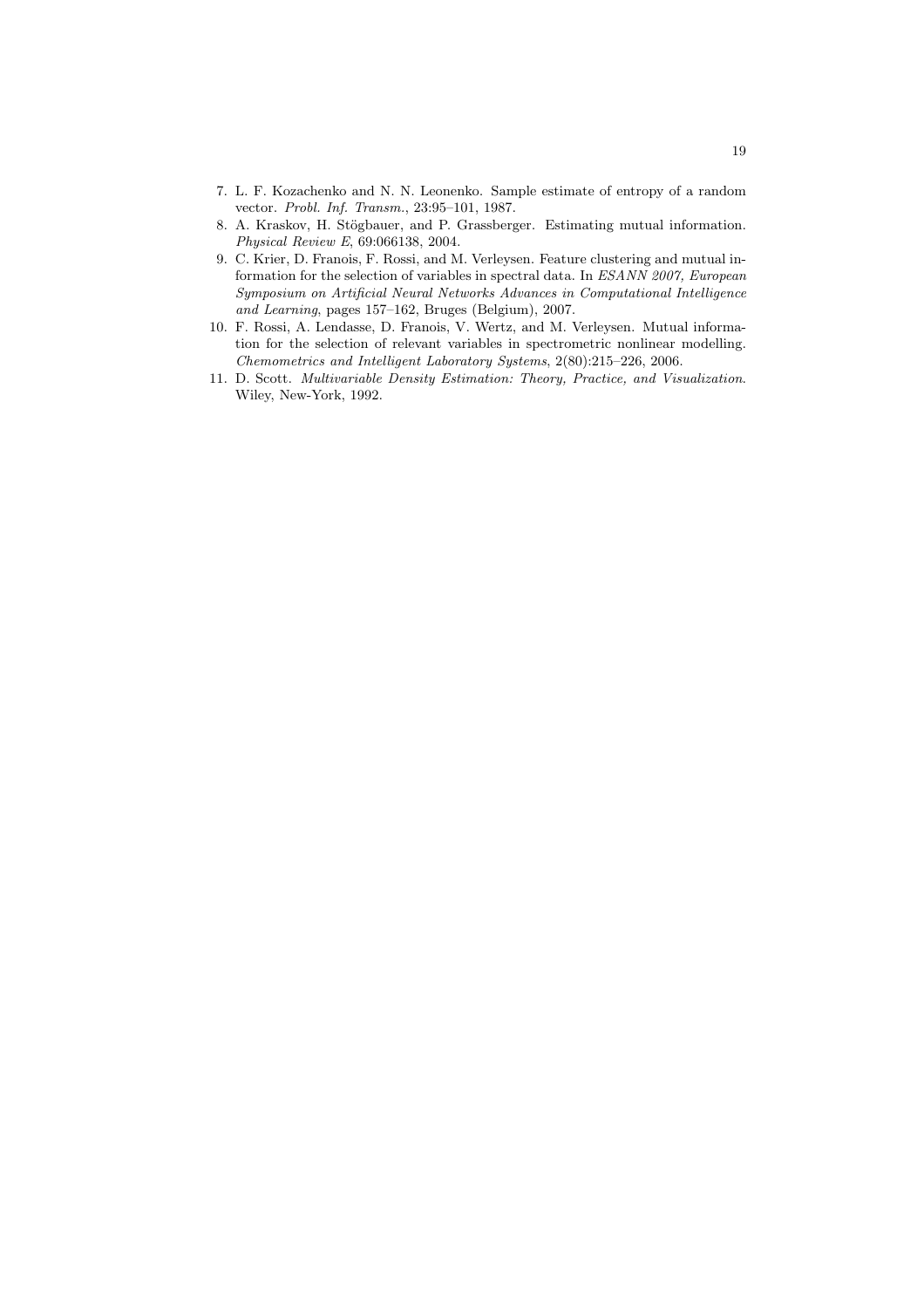7. L. F. Kozachenko and N. N. Leonenko. Sample estimate of entropy of a random vector. *Probl. Inf. Transm.*, 23:95–101, 1987.
8. A. Kraskov, H. Stögbauer, and P. Grassberger. Estimating mutual information. *Physical Review E*, 69:066138, 2004.
9. C. Krier, D. Franois, F. Rossi, and M. Verleysen. Feature clustering and mutual information for the selection of variables in spectral data. In *ESANN 2007, European Symposium on Artificial Neural Networks Advances in Computational Intelligence and Learning*, pages 157–162, Bruges (Belgium), 2007.
10. F. Rossi, A. Lendasse, D. Franois, V. Wertz, and M. Verleysen. Mutual information for the selection of relevant variables in spectrometric nonlinear modelling. *Chemometrics and Intelligent Laboratory Systems*, 2(80):215–226, 2006.
11. D. Scott. *Multivariable Density Estimation: Theory, Practice, and Visualization*. Wiley, New-York, 1992.